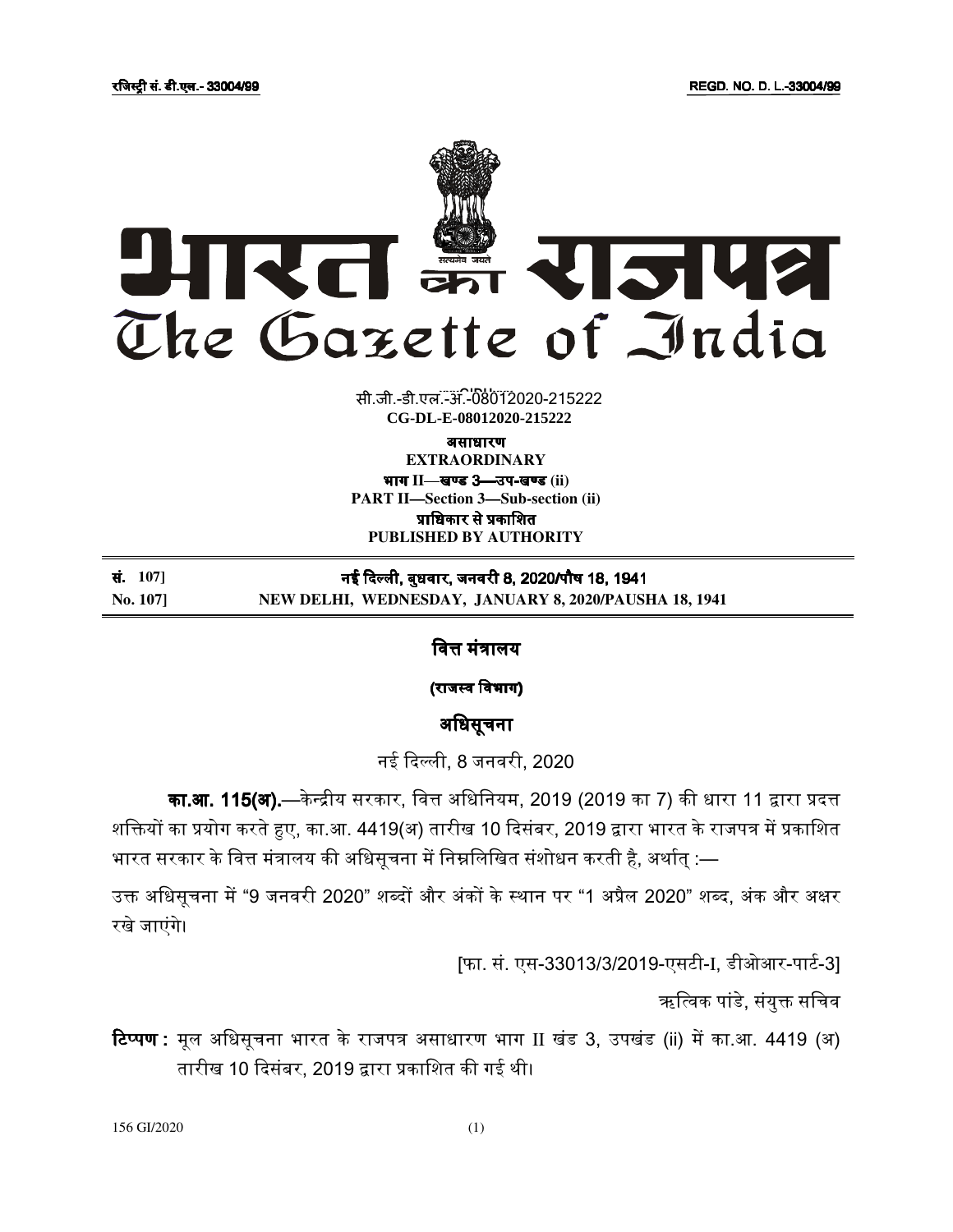रजिस्ट्री सं. डी.एल.- 33004/99 REGD. NO. D. L.-33004/99

# भारत का राजपत्र
# The Gazette of India

सी.जी.-डी.एल.-अ.-08012020-215222
**CG-DL-E-08012020-215222**

**असाधारण**
**EXTRAORDINARY**
**भाग II—खण्ड 3—उप-खण्ड (ii)**
**PART II—Section 3—Sub-section (ii)**
**प्राधिकार से प्रकाशित**
**PUBLISHED BY AUTHORITY**

**सं. 107]** **नई दिल्ली, बुधवार, जनवरी 8, 2020/पौष 18, 1941**
**No. 107]** **NEW DELHI, WEDNESDAY, JANUARY 8, 2020/PAUSHA 18, 1941**

## वित्त मंत्रालय

**(राजस्व विभाग)**

## अधिसूचना

नई दिल्ली, 8 जनवरी, 2020

**का.आ. 115(अ).**—केन्द्रीय सरकार, वित्त अधिनियम, 2019 (2019 का 7) की धारा 11 द्वारा प्रदत्त शक्तियों का प्रयोग करते हुए, का.आ. 4419(अ) तारीख 10 दिसंबर, 2019 द्वारा भारत के राजपत्र में प्रकाशित भारत सरकार के वित्त मंत्रालय की अधिसूचना में निम्नलिखित संशोधन करती है, अर्थात् :—

उक्त अधिसूचना में "9 जनवरी 2020" शब्दों और अंकों के स्थान पर "1 अप्रैल 2020" शब्द, अंक और अक्षर रखे जाएंगे।

[फा. सं. एस-33013/3/2019-एसटी-I, डीओआर-पार्ट-3]

ऋत्विक पांडे, संयुक्त सचिव

**टिप्पण :** मूल अधिसूचना भारत के राजपत्र असाधारण भाग II खंड 3, उपखंड (ii) में का.आ. 4419 (अ) तारीख 10 दिसंबर, 2019 द्वारा प्रकाशित की गई थी।

156 GI/2020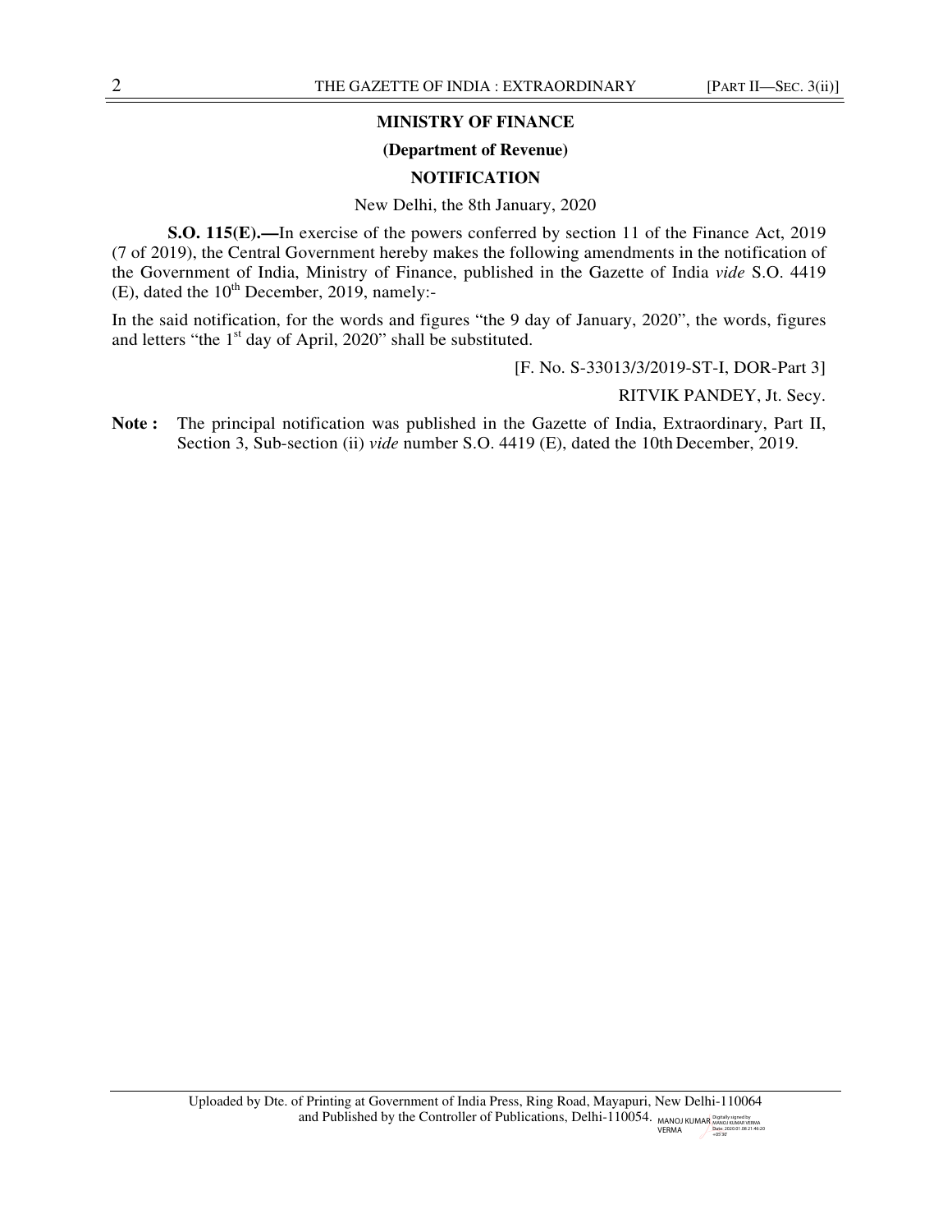**MINISTRY OF FINANCE**

**(Department of Revenue)**

**NOTIFICATION**

New Delhi, the 8th January, 2020

**S.O. 115(E).—**In exercise of the powers conferred by section 11 of the Finance Act, 2019 (7 of 2019), the Central Government hereby makes the following amendments in the notification of the Government of India, Ministry of Finance, published in the Gazette of India *vide* S.O. 4419 (E), dated the 10th December, 2019, namely:-

In the said notification, for the words and figures "the 9 day of January, 2020", the words, figures and letters "the 1st day of April, 2020" shall be substituted.

[F. No. S-33013/3/2019-ST-I, DOR-Part 3]

RITVIK PANDEY, Jt. Secy.

**Note :** The principal notification was published in the Gazette of India, Extraordinary, Part II, Section 3, Sub-section (ii) *vide* number S.O. 4419 (E), dated the 10th December, 2019.

Uploaded by Dte. of Printing at Government of India Press, Ring Road, Mayapuri, New Delhi-110064 and Published by the Controller of Publications, Delhi-110054.